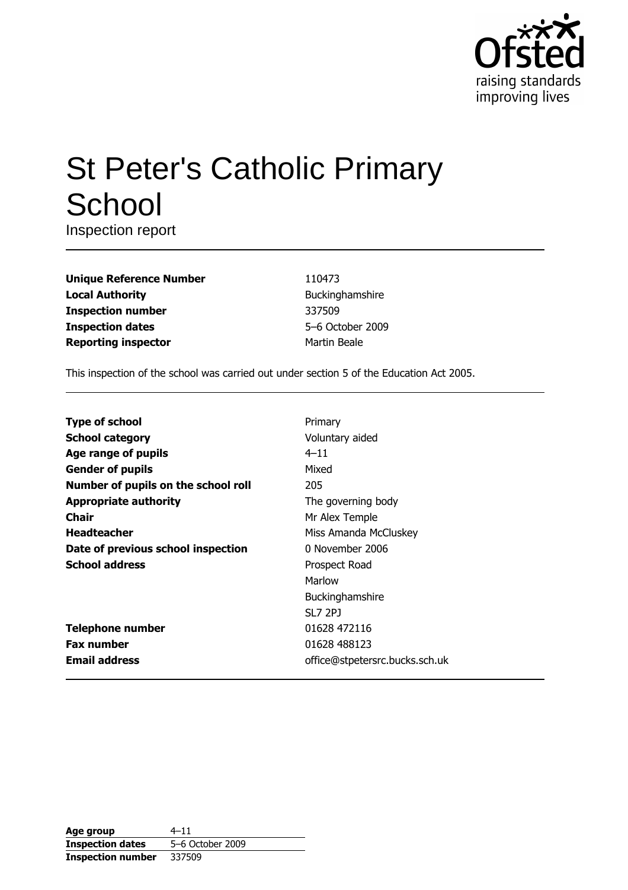Ofsted
raising standards
improving lives

# St Peter's Catholic Primary School

Inspection report

| | |
|---|---|
| **Unique Reference Number** | 110473 |
| **Local Authority** | Buckinghamshire |
| **Inspection number** | 337509 |
| **Inspection dates** | 5–6 October 2009 |
| **Reporting inspector** | Martin Beale |

This inspection of the school was carried out under section 5 of the Education Act 2005.

| | |
|---|---|
| **Type of school** | Primary |
| **School category** | Voluntary aided |
| **Age range of pupils** | 4–11 |
| **Gender of pupils** | Mixed |
| **Number of pupils on the school roll** | 205 |
| **Appropriate authority** | The governing body |
| **Chair** | Mr Alex Temple |
| **Headteacher** | Miss Amanda McCluskey |
| **Date of previous school inspection** | 0 November 2006 |
| **School address** | Prospect Road<br>Marlow<br>Buckinghamshire<br>SL7 2PJ |
| **Telephone number** | 01628 472116 |
| **Fax number** | 01628 488123 |
| **Email address** | office@stpetersrc.bucks.sch.uk |

| | |
|---|---|
| **Age group** | 4–11 |
| **Inspection dates** | 5–6 October 2009 |
| **Inspection number** | 337509 |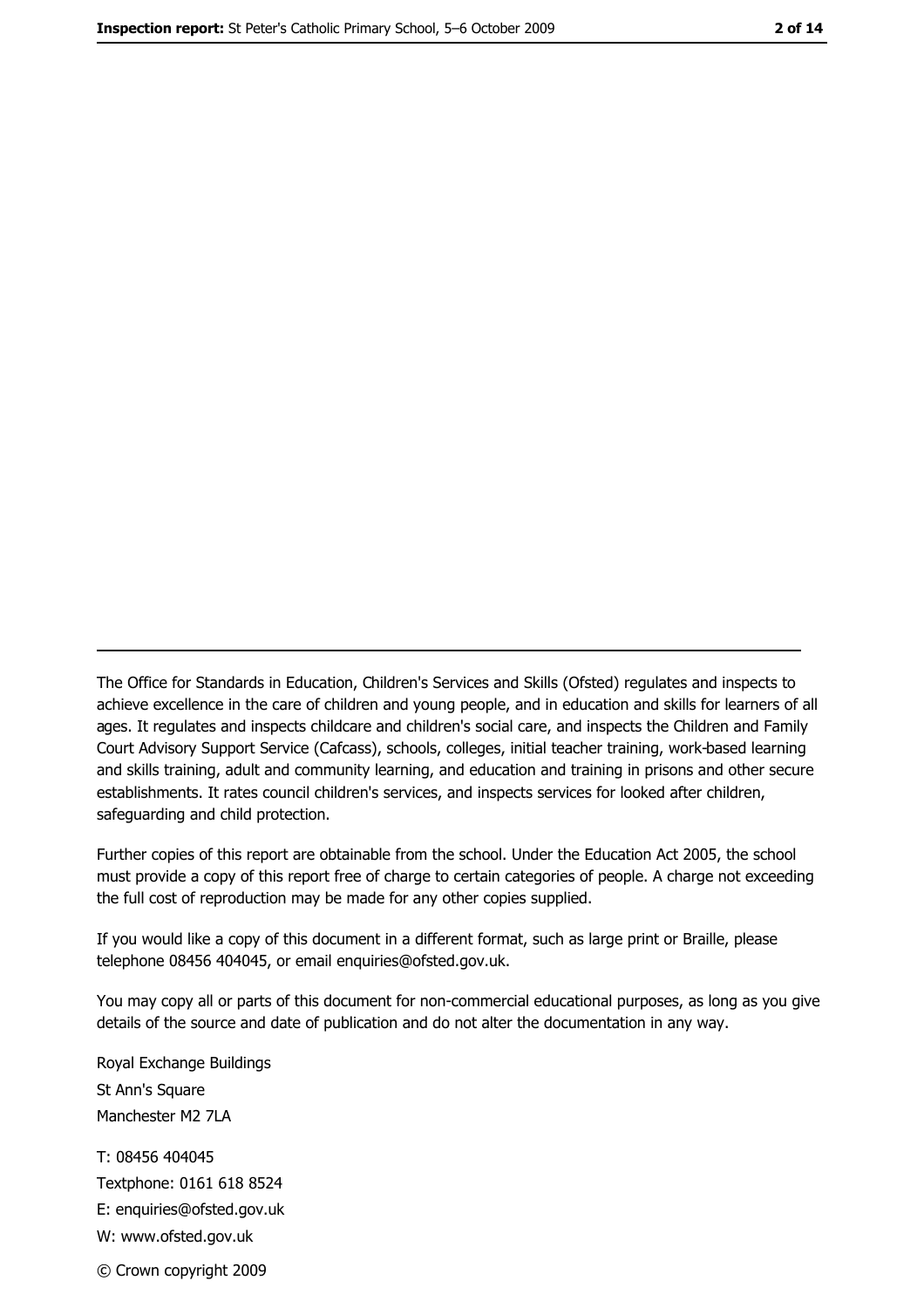The Office for Standards in Education, Children's Services and Skills (Ofsted) regulates and inspects to achieve excellence in the care of children and young people, and in education and skills for learners of all ages. It regulates and inspects childcare and children's social care, and inspects the Children and Family Court Advisory Support Service (Cafcass), schools, colleges, initial teacher training, work-based learning and skills training, adult and community learning, and education and training in prisons and other secure establishments. It rates council children's services, and inspects services for looked after children, safeguarding and child protection.

Further copies of this report are obtainable from the school. Under the Education Act 2005, the school must provide a copy of this report free of charge to certain categories of people. A charge not exceeding the full cost of reproduction may be made for any other copies supplied.

If you would like a copy of this document in a different format, such as large print or Braille, please telephone 08456 404045, or email enquiries@ofsted.gov.uk.

You may copy all or parts of this document for non-commercial educational purposes, as long as you give details of the source and date of publication and do not alter the documentation in any way.

Royal Exchange Buildings
St Ann's Square
Manchester M2 7LA

T: 08456 404045
Textphone: 0161 618 8524
E: enquiries@ofsted.gov.uk
W: www.ofsted.gov.uk

© Crown copyright 2009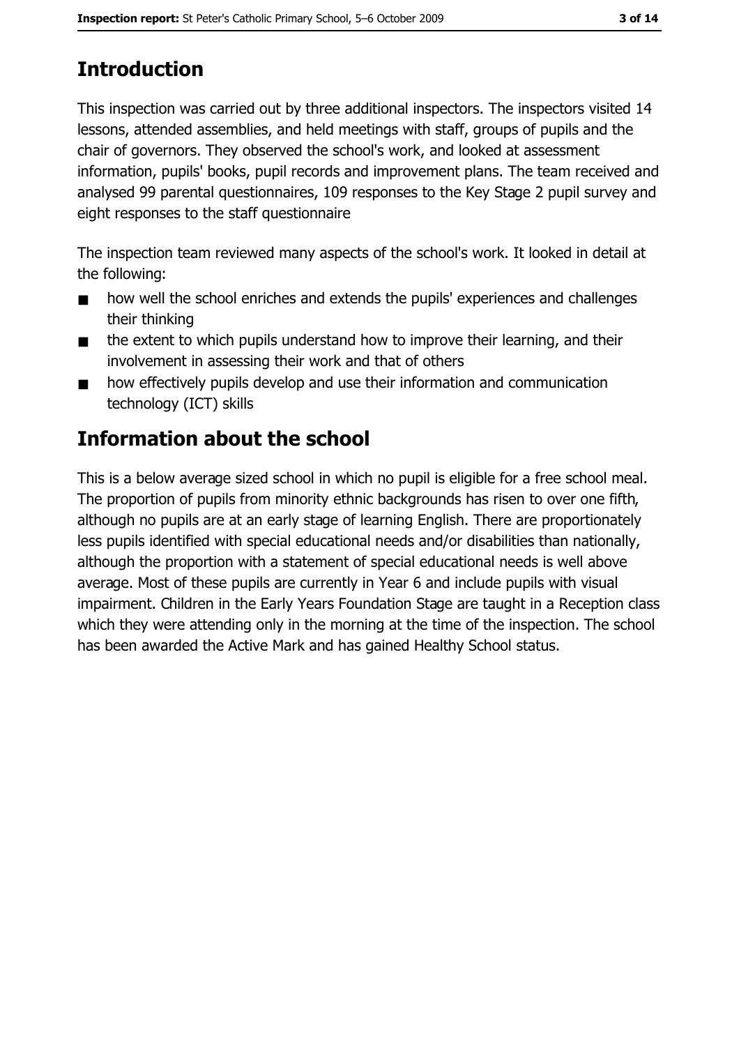## Introduction

This inspection was carried out by three additional inspectors. The inspectors visited 14 lessons, attended assemblies, and held meetings with staff, groups of pupils and the chair of governors. They observed the school's work, and looked at assessment information, pupils' books, pupil records and improvement plans. The team received and analysed 99 parental questionnaires, 109 responses to the Key Stage 2 pupil survey and eight responses to the staff questionnaire

The inspection team reviewed many aspects of the school's work. It looked in detail at the following:

- how well the school enriches and extends the pupils' experiences and challenges their thinking
- the extent to which pupils understand how to improve their learning, and their involvement in assessing their work and that of others
- how effectively pupils develop and use their information and communication technology (ICT) skills

## Information about the school

This is a below average sized school in which no pupil is eligible for a free school meal. The proportion of pupils from minority ethnic backgrounds has risen to over one fifth, although no pupils are at an early stage of learning English. There are proportionately less pupils identified with special educational needs and/or disabilities than nationally, although the proportion with a statement of special educational needs is well above average. Most of these pupils are currently in Year 6 and include pupils with visual impairment. Children in the Early Years Foundation Stage are taught in a Reception class which they were attending only in the morning at the time of the inspection. The school has been awarded the Active Mark and has gained Healthy School status.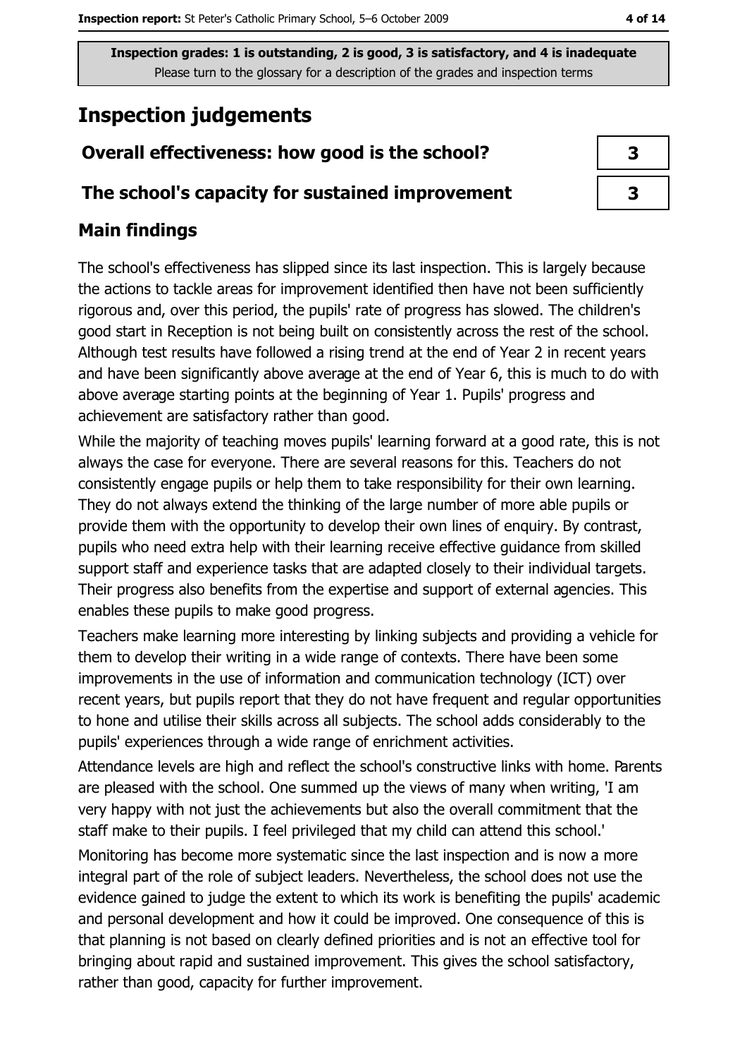**Inspection grades: 1 is outstanding, 2 is good, 3 is satisfactory, and 4 is inadequate**
Please turn to the glossary for a description of the grades and inspection terms

# Inspection judgements

| | |
|---|---|
| **Overall effectiveness: how good is the school?** | **3** |
| **The school's capacity for sustained improvement** | **3** |

## Main findings

The school's effectiveness has slipped since its last inspection. This is largely because the actions to tackle areas for improvement identified then have not been sufficiently rigorous and, over this period, the pupils' rate of progress has slowed. The children's good start in Reception is not being built on consistently across the rest of the school. Although test results have followed a rising trend at the end of Year 2 in recent years and have been significantly above average at the end of Year 6, this is much to do with above average starting points at the beginning of Year 1. Pupils' progress and achievement are satisfactory rather than good.

While the majority of teaching moves pupils' learning forward at a good rate, this is not always the case for everyone. There are several reasons for this. Teachers do not consistently engage pupils or help them to take responsibility for their own learning. They do not always extend the thinking of the large number of more able pupils or provide them with the opportunity to develop their own lines of enquiry. By contrast, pupils who need extra help with their learning receive effective guidance from skilled support staff and experience tasks that are adapted closely to their individual targets. Their progress also benefits from the expertise and support of external agencies. This enables these pupils to make good progress.

Teachers make learning more interesting by linking subjects and providing a vehicle for them to develop their writing in a wide range of contexts. There have been some improvements in the use of information and communication technology (ICT) over recent years, but pupils report that they do not have frequent and regular opportunities to hone and utilise their skills across all subjects. The school adds considerably to the pupils' experiences through a wide range of enrichment activities.

Attendance levels are high and reflect the school's constructive links with home. Parents are pleased with the school. One summed up the views of many when writing, 'I am very happy with not just the achievements but also the overall commitment that the staff make to their pupils. I feel privileged that my child can attend this school.'

Monitoring has become more systematic since the last inspection and is now a more integral part of the role of subject leaders. Nevertheless, the school does not use the evidence gained to judge the extent to which its work is benefiting the pupils' academic and personal development and how it could be improved. One consequence of this is that planning is not based on clearly defined priorities and is not an effective tool for bringing about rapid and sustained improvement. This gives the school satisfactory, rather than good, capacity for further improvement.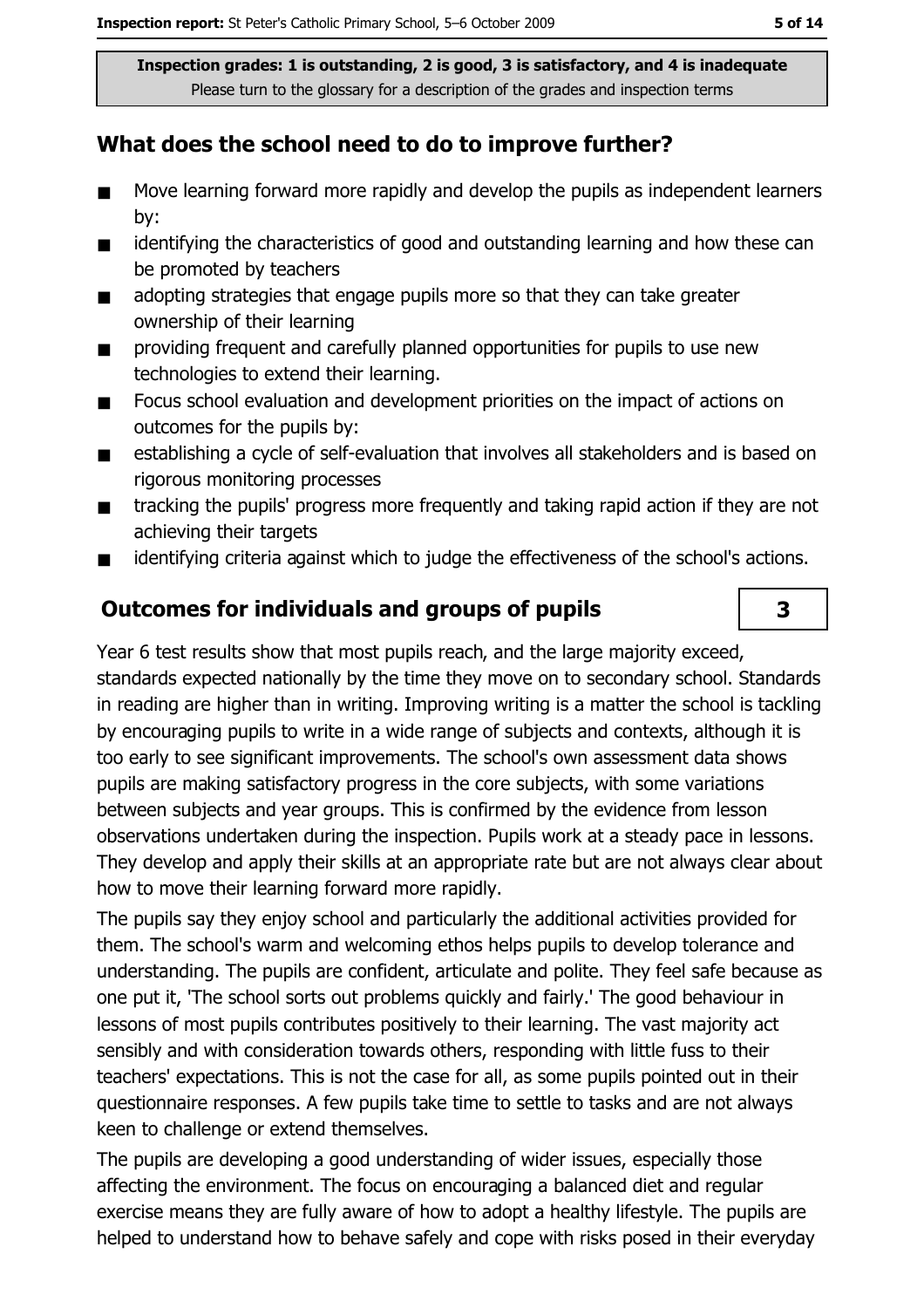**Inspection grades: 1 is outstanding, 2 is good, 3 is satisfactory, and 4 is inadequate**
Please turn to the glossary for a description of the grades and inspection terms

## What does the school need to do to improve further?

- Move learning forward more rapidly and develop the pupils as independent learners by:
- identifying the characteristics of good and outstanding learning and how these can be promoted by teachers
- adopting strategies that engage pupils more so that they can take greater ownership of their learning
- providing frequent and carefully planned opportunities for pupils to use new technologies to extend their learning.
- Focus school evaluation and development priorities on the impact of actions on outcomes for the pupils by:
- establishing a cycle of self-evaluation that involves all stakeholders and is based on rigorous monitoring processes
- tracking the pupils' progress more frequently and taking rapid action if they are not achieving their targets
- identifying criteria against which to judge the effectiveness of the school's actions.

## Outcomes for individuals and groups of pupils

**3**

Year 6 test results show that most pupils reach, and the large majority exceed, standards expected nationally by the time they move on to secondary school. Standards in reading are higher than in writing. Improving writing is a matter the school is tackling by encouraging pupils to write in a wide range of subjects and contexts, although it is too early to see significant improvements. The school's own assessment data shows pupils are making satisfactory progress in the core subjects, with some variations between subjects and year groups. This is confirmed by the evidence from lesson observations undertaken during the inspection. Pupils work at a steady pace in lessons. They develop and apply their skills at an appropriate rate but are not always clear about how to move their learning forward more rapidly.

The pupils say they enjoy school and particularly the additional activities provided for them. The school's warm and welcoming ethos helps pupils to develop tolerance and understanding. The pupils are confident, articulate and polite. They feel safe because as one put it, 'The school sorts out problems quickly and fairly.' The good behaviour in lessons of most pupils contributes positively to their learning. The vast majority act sensibly and with consideration towards others, responding with little fuss to their teachers' expectations. This is not the case for all, as some pupils pointed out in their questionnaire responses. A few pupils take time to settle to tasks and are not always keen to challenge or extend themselves.

The pupils are developing a good understanding of wider issues, especially those affecting the environment. The focus on encouraging a balanced diet and regular exercise means they are fully aware of how to adopt a healthy lifestyle. The pupils are helped to understand how to behave safely and cope with risks posed in their everyday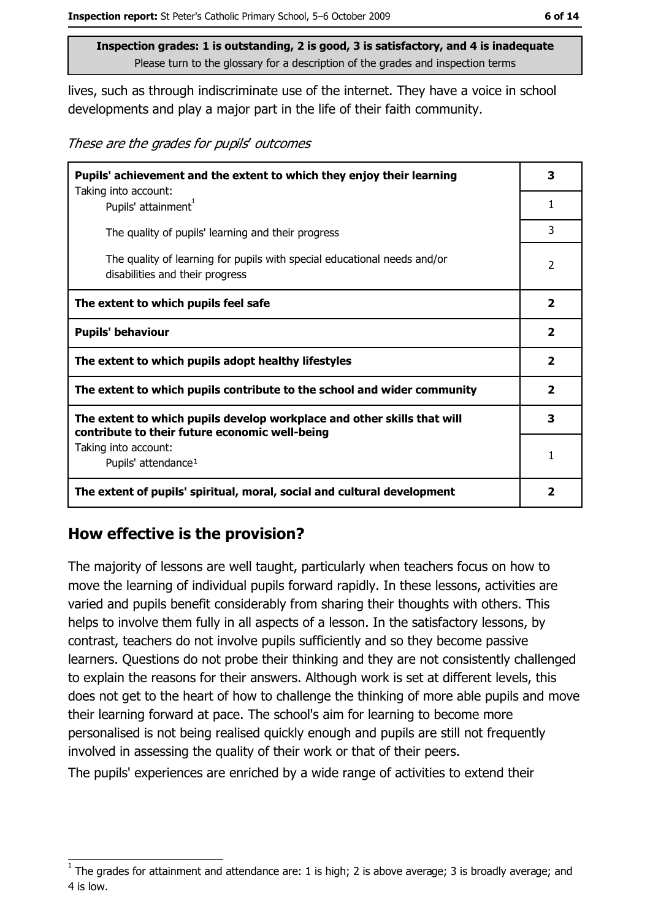Inspection grades: 1 is outstanding, 2 is good, 3 is satisfactory, and 4 is inadequate
Please turn to the glossary for a description of the grades and inspection terms

lives, such as through indiscriminate use of the internet. They have a voice in school developments and play a major part in the life of their faith community.

*These are the grades for pupils' outcomes*

| | |
|---|---|
| **Pupils' achievement and the extent to which they enjoy their learning** | **3** |
| Taking into account: Pupils' attainment[1] | 1 |
| The quality of pupils' learning and their progress | 3 |
| The quality of learning for pupils with special educational needs and/or disabilities and their progress | 2 |
| **The extent to which pupils feel safe** | **2** |
| **Pupils' behaviour** | **2** |
| **The extent to which pupils adopt healthy lifestyles** | **2** |
| **The extent to which pupils contribute to the school and wider community** | **2** |
| **The extent to which pupils develop workplace and other skills that will contribute to their future economic well-being** | **3** |
| Taking into account: Pupils' attendance[1] | 1 |
| **The extent of pupils' spiritual, moral, social and cultural development** | **2** |

## How effective is the provision?

The majority of lessons are well taught, particularly when teachers focus on how to move the learning of individual pupils forward rapidly. In these lessons, activities are varied and pupils benefit considerably from sharing their thoughts with others. This helps to involve them fully in all aspects of a lesson. In the satisfactory lessons, by contrast, teachers do not involve pupils sufficiently and so they become passive learners. Questions do not probe their thinking and they are not consistently challenged to explain the reasons for their answers. Although work is set at different levels, this does not get to the heart of how to challenge the thinking of more able pupils and move their learning forward at pace. The school's aim for learning to become more personalised is not being realised quickly enough and pupils are still not frequently involved in assessing the quality of their work or that of their peers.

The pupils' experiences are enriched by a wide range of activities to extend their

[1] The grades for attainment and attendance are: 1 is high; 2 is above average; 3 is broadly average; and 4 is low.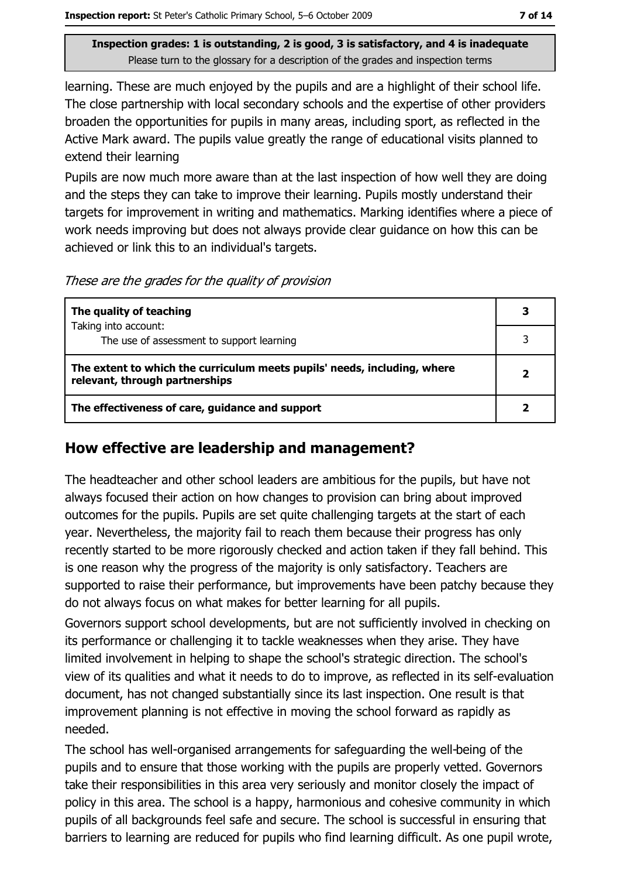Inspection grades: 1 is outstanding, 2 is good, 3 is satisfactory, and 4 is inadequate
Please turn to the glossary for a description of the grades and inspection terms

learning. These are much enjoyed by the pupils and are a highlight of their school life. The close partnership with local secondary schools and the expertise of other providers broaden the opportunities for pupils in many areas, including sport, as reflected in the Active Mark award. The pupils value greatly the range of educational visits planned to extend their learning

Pupils are now much more aware than at the last inspection of how well they are doing and the steps they can take to improve their learning. Pupils mostly understand their targets for improvement in writing and mathematics. Marking identifies where a piece of work needs improving but does not always provide clear guidance on how this can be achieved or link this to an individual's targets.

*These are the grades for the quality of provision*

| | |
|---|---|
| **The quality of teaching**<br>Taking into account: | **3** |
| The use of assessment to support learning | 3 |
| **The extent to which the curriculum meets pupils' needs, including, where relevant, through partnerships** | **2** |
| **The effectiveness of care, guidance and support** | **2** |

## How effective are leadership and management?

The headteacher and other school leaders are ambitious for the pupils, but have not always focused their action on how changes to provision can bring about improved outcomes for the pupils. Pupils are set quite challenging targets at the start of each year. Nevertheless, the majority fail to reach them because their progress has only recently started to be more rigorously checked and action taken if they fall behind. This is one reason why the progress of the majority is only satisfactory. Teachers are supported to raise their performance, but improvements have been patchy because they do not always focus on what makes for better learning for all pupils.

Governors support school developments, but are not sufficiently involved in checking on its performance or challenging it to tackle weaknesses when they arise. They have limited involvement in helping to shape the school's strategic direction. The school's view of its qualities and what it needs to do to improve, as reflected in its self-evaluation document, has not changed substantially since its last inspection. One result is that improvement planning is not effective in moving the school forward as rapidly as needed.

The school has well-organised arrangements for safeguarding the well-being of the pupils and to ensure that those working with the pupils are properly vetted. Governors take their responsibilities in this area very seriously and monitor closely the impact of policy in this area. The school is a happy, harmonious and cohesive community in which pupils of all backgrounds feel safe and secure. The school is successful in ensuring that barriers to learning are reduced for pupils who find learning difficult. As one pupil wrote,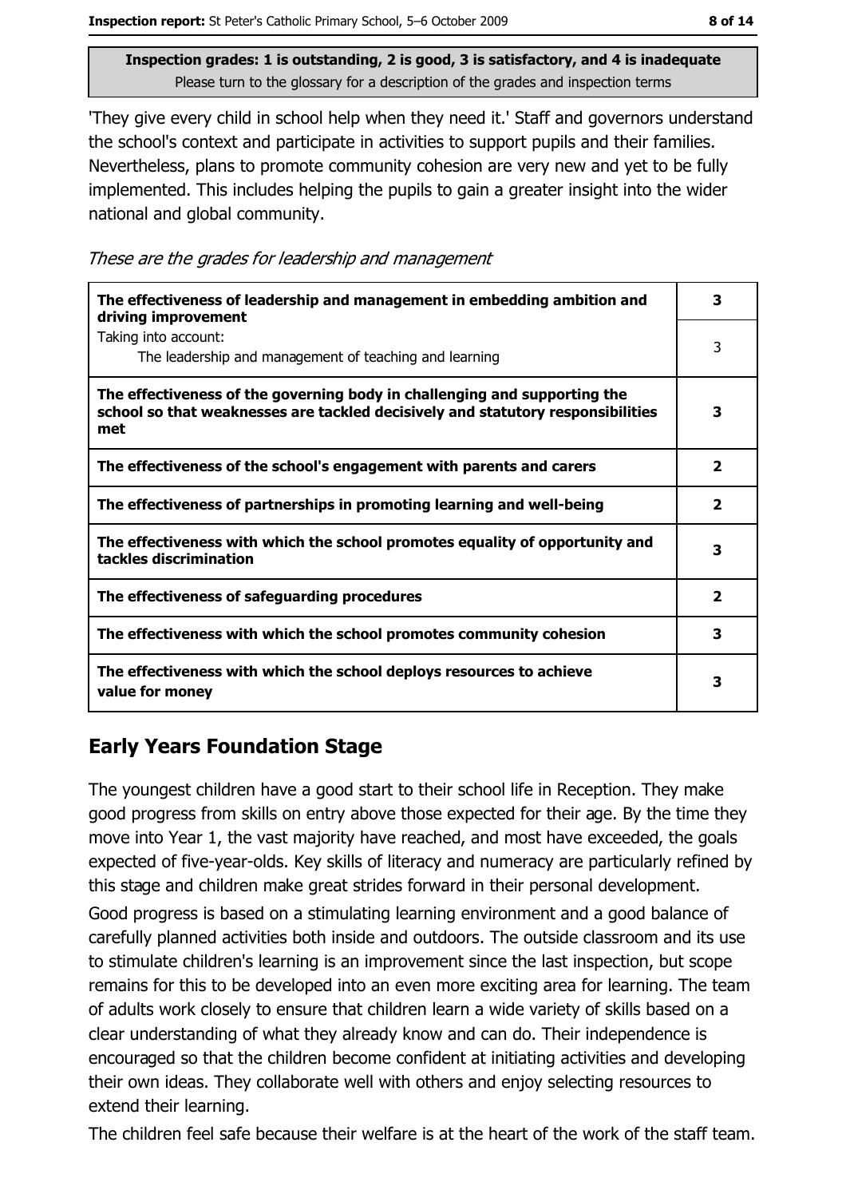**Inspection grades: 1 is outstanding, 2 is good, 3 is satisfactory, and 4 is inadequate**
Please turn to the glossary for a description of the grades and inspection terms

'They give every child in school help when they need it.' Staff and governors understand the school's context and participate in activities to support pupils and their families. Nevertheless, plans to promote community cohesion are very new and yet to be fully implemented. This includes helping the pupils to gain a greater insight into the wider national and global community.

*These are the grades for leadership and management*

| | |
|---|---|
| **The effectiveness of leadership and management in embedding ambition and driving improvement** | **3** |
| Taking into account: The leadership and management of teaching and learning | 3 |
| **The effectiveness of the governing body in challenging and supporting the school so that weaknesses are tackled decisively and statutory responsibilities met** | **3** |
| **The effectiveness of the school's engagement with parents and carers** | **2** |
| **The effectiveness of partnerships in promoting learning and well-being** | **2** |
| **The effectiveness with which the school promotes equality of opportunity and tackles discrimination** | **3** |
| **The effectiveness of safeguarding procedures** | **2** |
| **The effectiveness with which the school promotes community cohesion** | **3** |
| **The effectiveness with which the school deploys resources to achieve value for money** | **3** |

## Early Years Foundation Stage

The youngest children have a good start to their school life in Reception. They make good progress from skills on entry above those expected for their age. By the time they move into Year 1, the vast majority have reached, and most have exceeded, the goals expected of five-year-olds. Key skills of literacy and numeracy are particularly refined by this stage and children make great strides forward in their personal development.

Good progress is based on a stimulating learning environment and a good balance of carefully planned activities both inside and outdoors. The outside classroom and its use to stimulate children's learning is an improvement since the last inspection, but scope remains for this to be developed into an even more exciting area for learning. The team of adults work closely to ensure that children learn a wide variety of skills based on a clear understanding of what they already know and can do. Their independence is encouraged so that the children become confident at initiating activities and developing their own ideas. They collaborate well with others and enjoy selecting resources to extend their learning.

The children feel safe because their welfare is at the heart of the work of the staff team.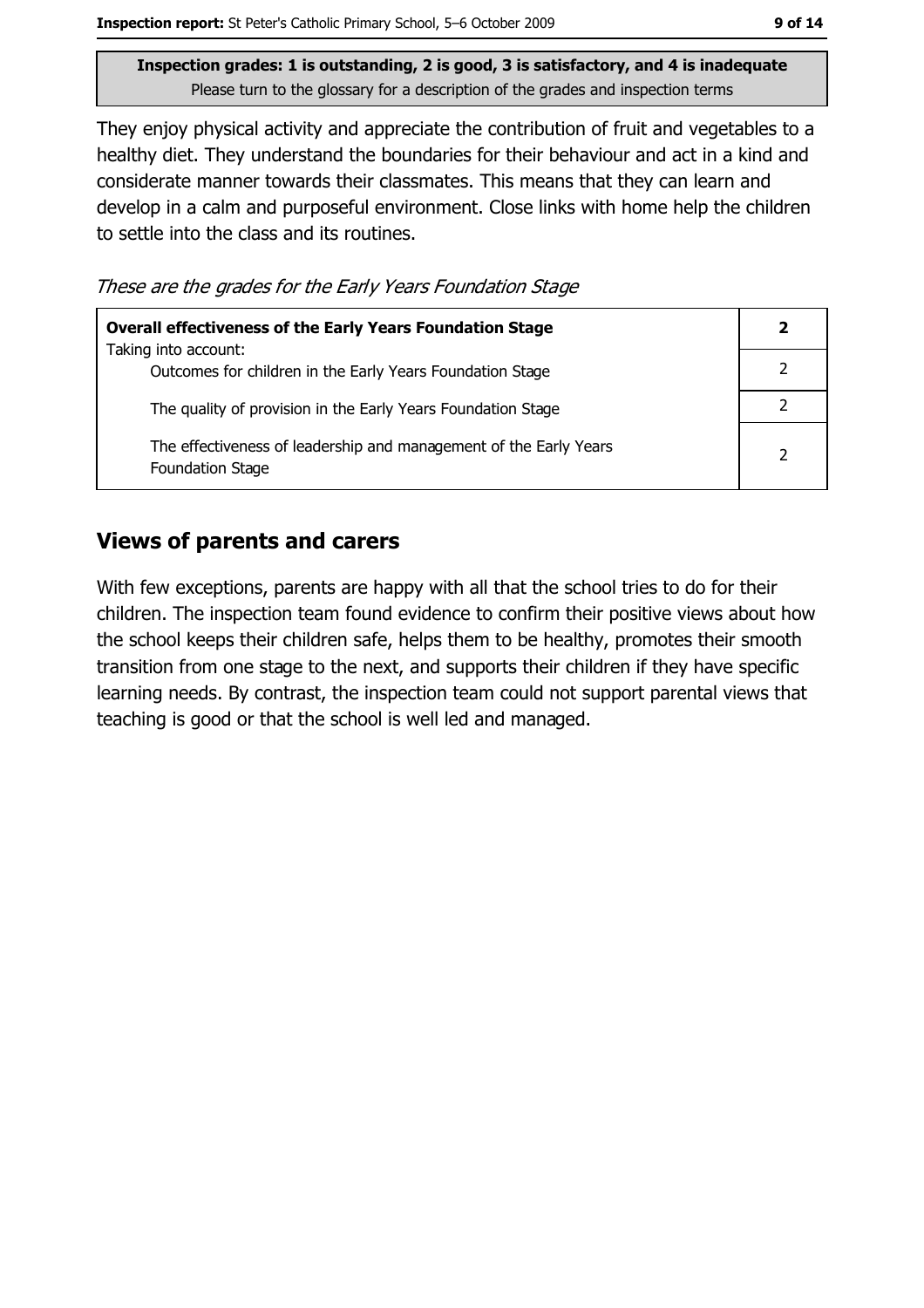**Inspection grades: 1 is outstanding, 2 is good, 3 is satisfactory, and 4 is inadequate**
Please turn to the glossary for a description of the grades and inspection terms

They enjoy physical activity and appreciate the contribution of fruit and vegetables to a healthy diet. They understand the boundaries for their behaviour and act in a kind and considerate manner towards their classmates. This means that they can learn and develop in a calm and purposeful environment. Close links with home help the children to settle into the class and its routines.

*These are the grades for the Early Years Foundation Stage*

| | |
|---|---|
| **Overall effectiveness of the Early Years Foundation Stage** | **2** |
| Taking into account: Outcomes for children in the Early Years Foundation Stage | 2 |
| The quality of provision in the Early Years Foundation Stage | 2 |
| The effectiveness of leadership and management of the Early Years Foundation Stage | 2 |

## Views of parents and carers

With few exceptions, parents are happy with all that the school tries to do for their children. The inspection team found evidence to confirm their positive views about how the school keeps their children safe, helps them to be healthy, promotes their smooth transition from one stage to the next, and supports their children if they have specific learning needs. By contrast, the inspection team could not support parental views that teaching is good or that the school is well led and managed.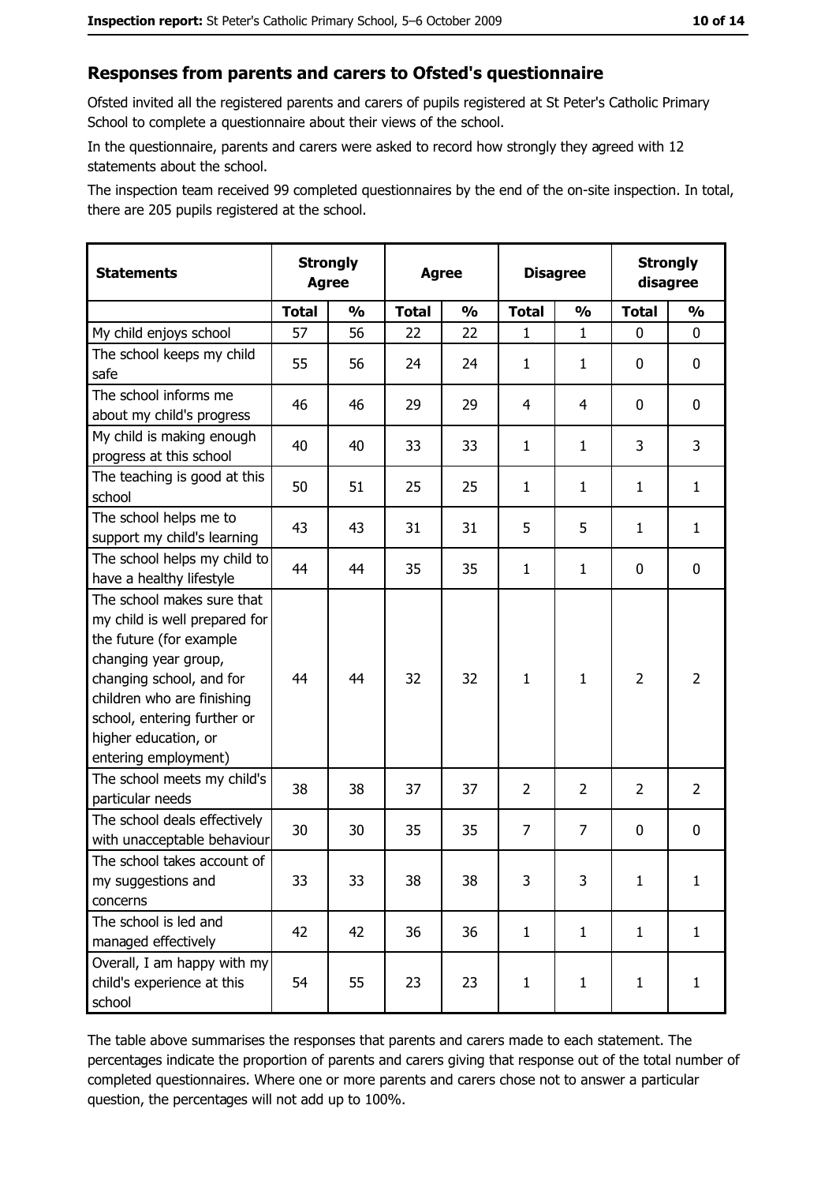## Responses from parents and carers to Ofsted's questionnaire

Ofsted invited all the registered parents and carers of pupils registered at St Peter's Catholic Primary School to complete a questionnaire about their views of the school.

In the questionnaire, parents and carers were asked to record how strongly they agreed with 12 statements about the school.

The inspection team received 99 completed questionnaires by the end of the on-site inspection. In total, there are 205 pupils registered at the school.

| Statements | Strongly Agree | | Agree | | Disagree | | Strongly disagree | |
|---|---|---|---|---|---|---|---|---|
| | Total | % | Total | % | Total | % | Total | % |
| My child enjoys school | 57 | 56 | 22 | 22 | 1 | 1 | 0 | 0 |
| The school keeps my child safe | 55 | 56 | 24 | 24 | 1 | 1 | 0 | 0 |
| The school informs me about my child's progress | 46 | 46 | 29 | 29 | 4 | 4 | 0 | 0 |
| My child is making enough progress at this school | 40 | 40 | 33 | 33 | 1 | 1 | 3 | 3 |
| The teaching is good at this school | 50 | 51 | 25 | 25 | 1 | 1 | 1 | 1 |
| The school helps me to support my child's learning | 43 | 43 | 31 | 31 | 5 | 5 | 1 | 1 |
| The school helps my child to have a healthy lifestyle | 44 | 44 | 35 | 35 | 1 | 1 | 0 | 0 |
| The school makes sure that my child is well prepared for the future (for example changing year group, changing school, and for children who are finishing school, entering further or higher education, or entering employment) | 44 | 44 | 32 | 32 | 1 | 1 | 2 | 2 |
| The school meets my child's particular needs | 38 | 38 | 37 | 37 | 2 | 2 | 2 | 2 |
| The school deals effectively with unacceptable behaviour | 30 | 30 | 35 | 35 | 7 | 7 | 0 | 0 |
| The school takes account of my suggestions and concerns | 33 | 33 | 38 | 38 | 3 | 3 | 1 | 1 |
| The school is led and managed effectively | 42 | 42 | 36 | 36 | 1 | 1 | 1 | 1 |
| Overall, I am happy with my child's experience at this school | 54 | 55 | 23 | 23 | 1 | 1 | 1 | 1 |

The table above summarises the responses that parents and carers made to each statement. The percentages indicate the proportion of parents and carers giving that response out of the total number of completed questionnaires. Where one or more parents and carers chose not to answer a particular question, the percentages will not add up to 100%.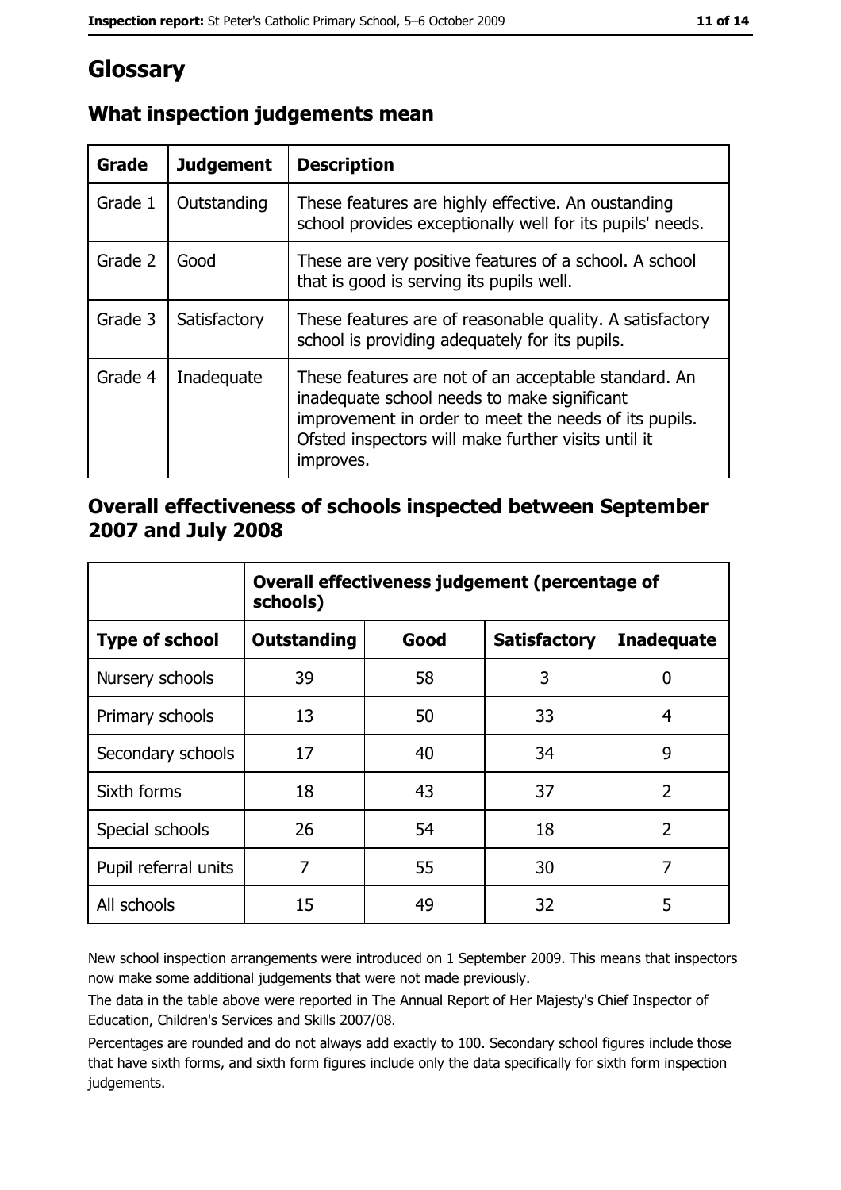# Glossary

## What inspection judgements mean

| Grade | Judgement | Description |
| --- | --- | --- |
| Grade 1 | Outstanding | These features are highly effective. An oustanding school provides exceptionally well for its pupils' needs. |
| Grade 2 | Good | These are very positive features of a school. A school that is good is serving its pupils well. |
| Grade 3 | Satisfactory | These features are of reasonable quality. A satisfactory school is providing adequately for its pupils. |
| Grade 4 | Inadequate | These features are not of an acceptable standard. An inadequate school needs to make significant improvement in order to meet the needs of its pupils. Ofsted inspectors will make further visits until it improves. |

## Overall effectiveness of schools inspected between September 2007 and July 2008

| | Overall effectiveness judgement (percentage of schools) | | | |
| --- | --- | --- | --- | --- |
| **Type of school** | **Outstanding** | **Good** | **Satisfactory** | **Inadequate** |
| Nursery schools | 39 | 58 | 3 | 0 |
| Primary schools | 13 | 50 | 33 | 4 |
| Secondary schools | 17 | 40 | 34 | 9 |
| Sixth forms | 18 | 43 | 37 | 2 |
| Special schools | 26 | 54 | 18 | 2 |
| Pupil referral units | 7 | 55 | 30 | 7 |
| All schools | 15 | 49 | 32 | 5 |

New school inspection arrangements were introduced on 1 September 2009. This means that inspectors now make some additional judgements that were not made previously.

The data in the table above were reported in The Annual Report of Her Majesty's Chief Inspector of Education, Children's Services and Skills 2007/08.

Percentages are rounded and do not always add exactly to 100. Secondary school figures include those that have sixth forms, and sixth form figures include only the data specifically for sixth form inspection judgements.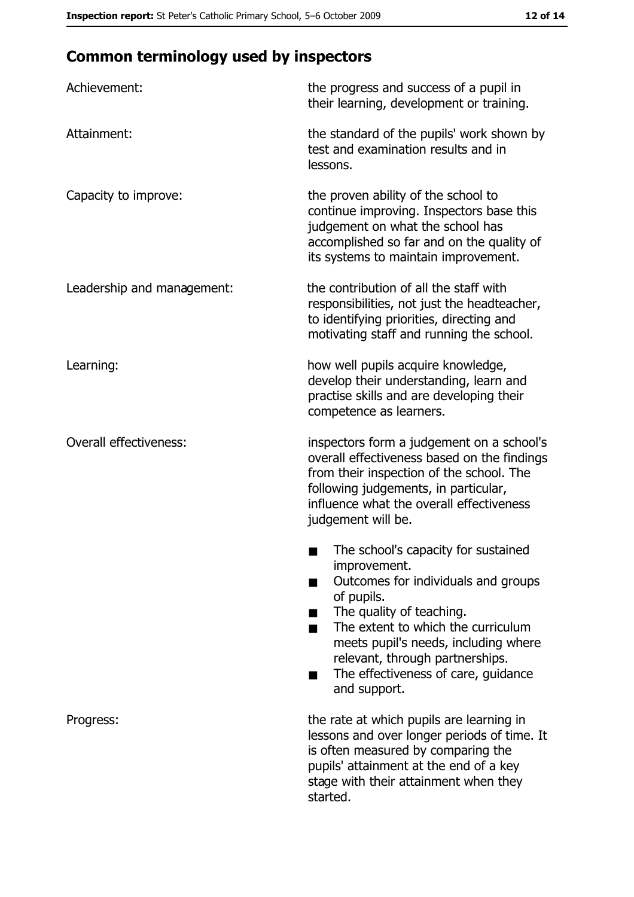## Common terminology used by inspectors

| | |
|---|---|
| Achievement: | the progress and success of a pupil in their learning, development or training. |
| Attainment: | the standard of the pupils' work shown by test and examination results and in lessons. |
| Capacity to improve: | the proven ability of the school to continue improving. Inspectors base this judgement on what the school has accomplished so far and on the quality of its systems to maintain improvement. |
| Leadership and management: | the contribution of all the staff with responsibilities, not just the headteacher, to identifying priorities, directing and motivating staff and running the school. |
| Learning: | how well pupils acquire knowledge, develop their understanding, learn and practise skills and are developing their competence as learners. |
| Overall effectiveness: | inspectors form a judgement on a school's overall effectiveness based on the findings from their inspection of the school. The following judgements, in particular, influence what the overall effectiveness judgement will be. ■ The school's capacity for sustained improvement. ■ Outcomes for individuals and groups of pupils. ■ The quality of teaching. ■ The extent to which the curriculum meets pupil's needs, including where relevant, through partnerships. ■ The effectiveness of care, guidance and support. |
| Progress: | the rate at which pupils are learning in lessons and over longer periods of time. It is often measured by comparing the pupils' attainment at the end of a key stage with their attainment when they started. |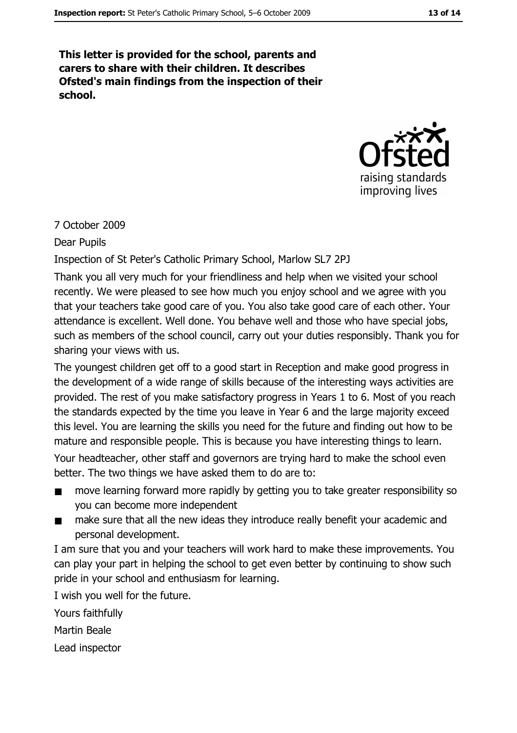**This letter is provided for the school, parents and carers to share with their children. It describes Ofsted's main findings from the inspection of their school.**

Ofsted
raising standards
improving lives

7 October 2009

Dear Pupils

Inspection of St Peter's Catholic Primary School, Marlow SL7 2PJ

Thank you all very much for your friendliness and help when we visited your school recently. We were pleased to see how much you enjoy school and we agree with you that your teachers take good care of you. You also take good care of each other. Your attendance is excellent. Well done. You behave well and those who have special jobs, such as members of the school council, carry out your duties responsibly. Thank you for sharing your views with us.

The youngest children get off to a good start in Reception and make good progress in the development of a wide range of skills because of the interesting ways activities are provided. The rest of you make satisfactory progress in Years 1 to 6. Most of you reach the standards expected by the time you leave in Year 6 and the large majority exceed this level. You are learning the skills you need for the future and finding out how to be mature and responsible people. This is because you have interesting things to learn.

Your headteacher, other staff and governors are trying hard to make the school even better. The two things we have asked them to do are to:

- move learning forward more rapidly by getting you to take greater responsibility so you can become more independent
- make sure that all the new ideas they introduce really benefit your academic and personal development.

I am sure that you and your teachers will work hard to make these improvements. You can play your part in helping the school to get even better by continuing to show such pride in your school and enthusiasm for learning.

I wish you well for the future.

Yours faithfully

Martin Beale

Lead inspector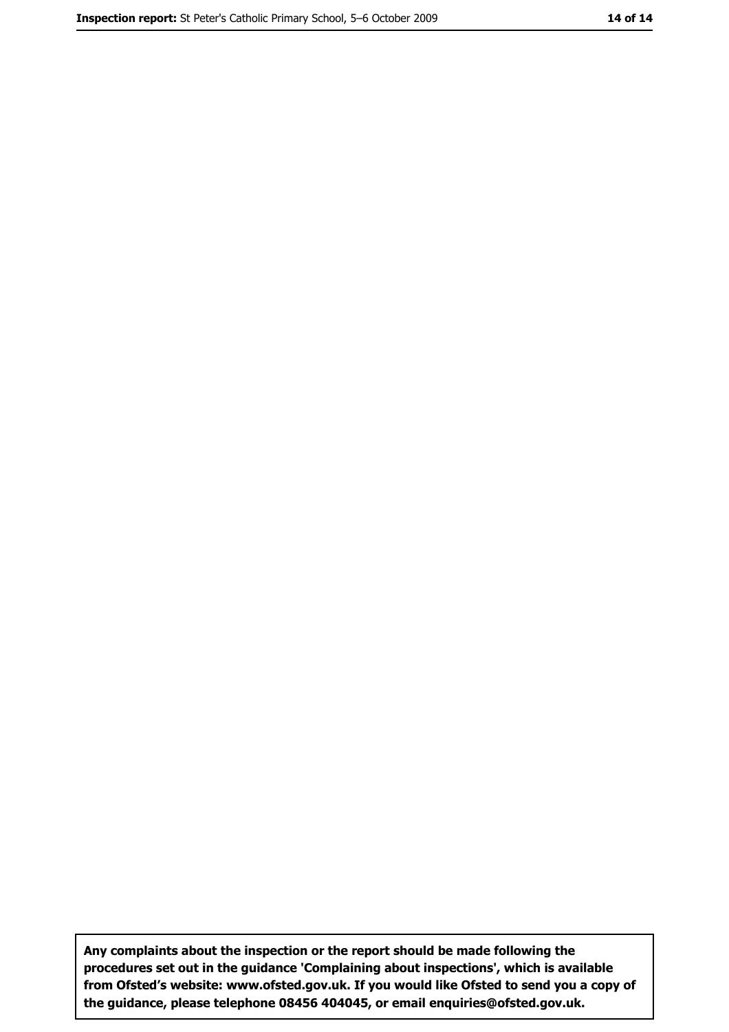**Any complaints about the inspection or the report should be made following the procedures set out in the guidance 'Complaining about inspections', which is available from Ofsted's website: www.ofsted.gov.uk. If you would like Ofsted to send you a copy of the guidance, please telephone 08456 404045, or email enquiries@ofsted.gov.uk.**